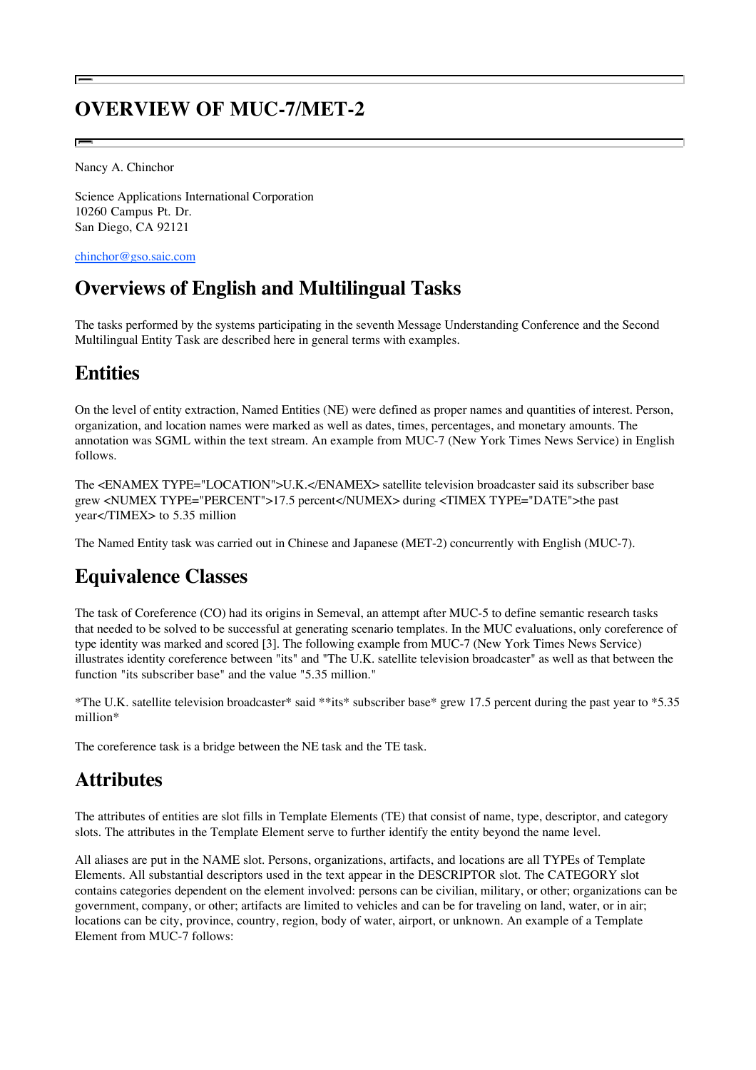# OVERVIEW OF MUC-7/MET-2

Nancy A. Chinchor

Science Applications International Corporation
10260 Campus Pt. Dr.
San Diego, CA 92121

chinchor@gso.saic.com

## Overviews of English and Multilingual Tasks

The tasks performed by the systems participating in the seventh Message Understanding Conference and the Second Multilingual Entity Task are described here in general terms with examples.

## Entities

On the level of entity extraction, Named Entities (NE) were defined as proper names and quantities of interest. Person, organization, and location names were marked as well as dates, times, percentages, and monetary amounts. The annotation was SGML within the text stream. An example from MUC-7 (New York Times News Service) in English follows.

The <ENAMEX TYPE="LOCATION">U.K.</ENAMEX> satellite television broadcaster said its subscriber base grew <NUMEX TYPE="PERCENT">17.5 percent</NUMEX> during <TIMEX TYPE="DATE">the past year</TIMEX> to 5.35 million

The Named Entity task was carried out in Chinese and Japanese (MET-2) concurrently with English (MUC-7).

## Equivalence Classes

The task of Coreference (CO) had its origins in Semeval, an attempt after MUC-5 to define semantic research tasks that needed to be solved to be successful at generating scenario templates. In the MUC evaluations, only coreference of type identity was marked and scored [3]. The following example from MUC-7 (New York Times News Service) illustrates identity coreference between "its" and "The U.K. satellite television broadcaster" as well as that between the function "its subscriber base" and the value "5.35 million."

*The U.K. satellite television broadcaster* said **its* subscriber base* grew 17.5 percent during the past year to *5.35 million*

The coreference task is a bridge between the NE task and the TE task.

## Attributes

The attributes of entities are slot fills in Template Elements (TE) that consist of name, type, descriptor, and category slots. The attributes in the Template Element serve to further identify the entity beyond the name level.

All aliases are put in the NAME slot. Persons, organizations, artifacts, and locations are all TYPEs of Template Elements. All substantial descriptors used in the text appear in the DESCRIPTOR slot. The CATEGORY slot contains categories dependent on the element involved: persons can be civilian, military, or other; organizations can be government, company, or other; artifacts are limited to vehicles and can be for traveling on land, water, or in air; locations can be city, province, country, region, body of water, airport, or unknown. An example of a Template Element from MUC-7 follows: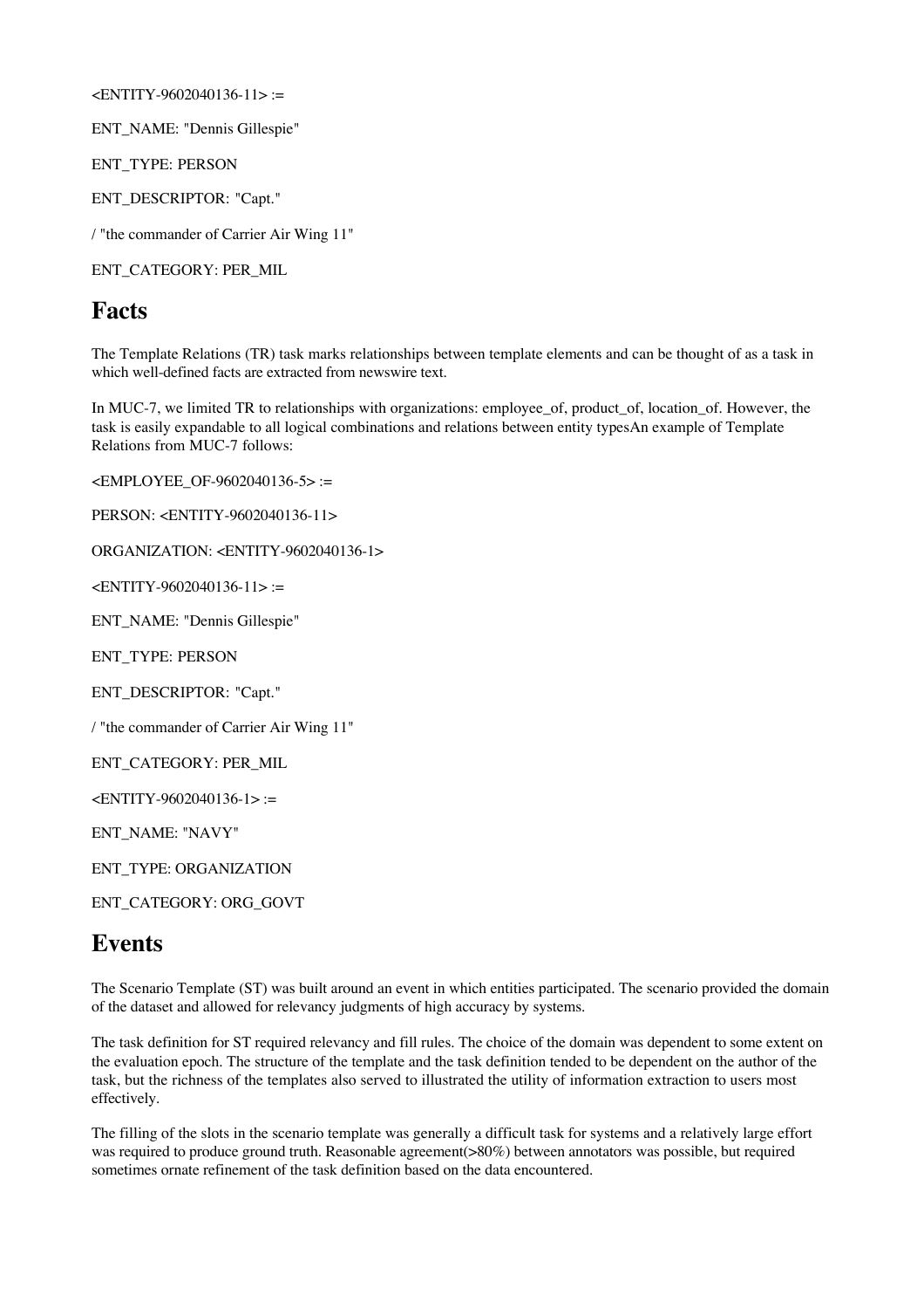<ENTITY-9602040136-11> :=

ENT_NAME: "Dennis Gillespie"

ENT_TYPE: PERSON

ENT_DESCRIPTOR: "Capt."

/ "the commander of Carrier Air Wing 11"

ENT_CATEGORY: PER_MIL

## Facts

The Template Relations (TR) task marks relationships between template elements and can be thought of as a task in which well-defined facts are extracted from newswire text.

In MUC-7, we limited TR to relationships with organizations: employee_of, product_of, location_of. However, the task is easily expandable to all logical combinations and relations between entity typesAn example of Template Relations from MUC-7 follows:

<EMPLOYEE_OF-9602040136-5> :=

PERSON: <ENTITY-9602040136-11>

ORGANIZATION: <ENTITY-9602040136-1>

<ENTITY-9602040136-11> :=

ENT_NAME: "Dennis Gillespie"

ENT_TYPE: PERSON

ENT_DESCRIPTOR: "Capt."

/ "the commander of Carrier Air Wing 11"

ENT_CATEGORY: PER_MIL

<ENTITY-9602040136-1> :=

ENT_NAME: "NAVY"

ENT_TYPE: ORGANIZATION

ENT_CATEGORY: ORG_GOVT

## Events

The Scenario Template (ST) was built around an event in which entities participated. The scenario provided the domain of the dataset and allowed for relevancy judgments of high accuracy by systems.

The task definition for ST required relevancy and fill rules. The choice of the domain was dependent to some extent on the evaluation epoch. The structure of the template and the task definition tended to be dependent on the author of the task, but the richness of the templates also served to illustrated the utility of information extraction to users most effectively.

The filling of the slots in the scenario template was generally a difficult task for systems and a relatively large effort was required to produce ground truth. Reasonable agreement(>80%) between annotators was possible, but required sometimes ornate refinement of the task definition based on the data encountered.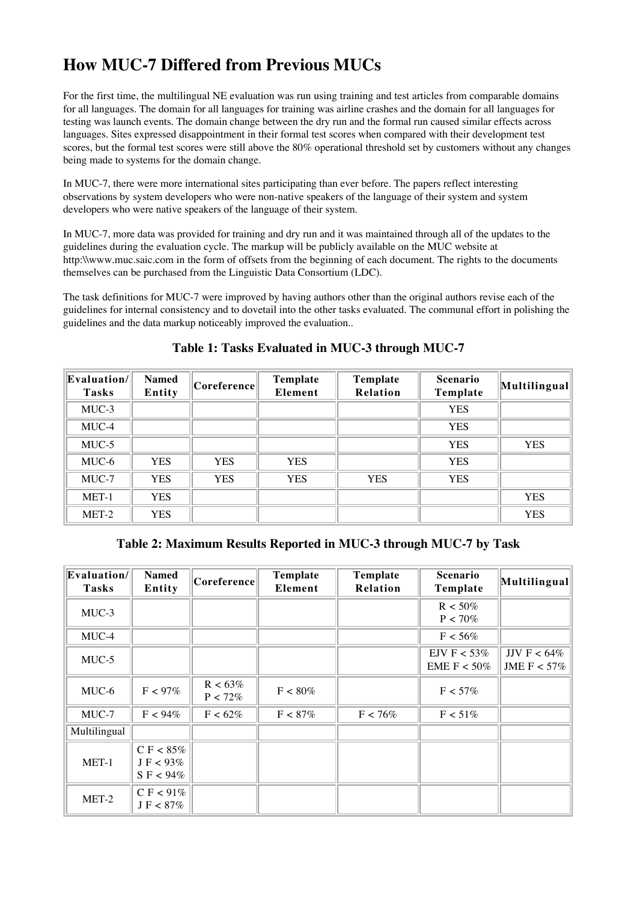# How MUC-7 Differed from Previous MUCs

For the first time, the multilingual NE evaluation was run using training and test articles from comparable domains for all languages. The domain for all languages for training was airline crashes and the domain for all languages for testing was launch events. The domain change between the dry run and the formal run caused similar effects across languages. Sites expressed disappointment in their formal test scores when compared with their development test scores, but the formal test scores were still above the 80% operational threshold set by customers without any changes being made to systems for the domain change.

In MUC-7, there were more international sites participating than ever before. The papers reflect interesting observations by system developers who were non-native speakers of the language of their system and system developers who were native speakers of the language of their system.

In MUC-7, more data was provided for training and dry run and it was maintained through all of the updates to the guidelines during the evaluation cycle. The markup will be publicly available on the MUC website at http:\\www.muc.saic.com in the form of offsets from the beginning of each document. The rights to the documents themselves can be purchased from the Linguistic Data Consortium (LDC).

The task definitions for MUC-7 were improved by having authors other than the original authors revise each of the guidelines for internal consistency and to dovetail into the other tasks evaluated. The communal effort in polishing the guidelines and the data markup noticeably improved the evaluation..

**Table 1: Tasks Evaluated in MUC-3 through MUC-7**

| Evaluation/ Tasks | Named Entity | Coreference | Template Element | Template Relation | Scenario Template | Multilingual |
|---|---|---|---|---|---|---|
| MUC-3 | | | | | YES | |
| MUC-4 | | | | | YES | |
| MUC-5 | | | | | YES | YES |
| MUC-6 | YES | YES | YES | | YES | |
| MUC-7 | YES | YES | YES | YES | YES | |
| MET-1 | YES | | | | | YES |
| MET-2 | YES | | | | | YES |

**Table 2: Maximum Results Reported in MUC-3 through MUC-7 by Task**

| Evaluation/ Tasks | Named Entity | Coreference | Template Element | Template Relation | Scenario Template | Multilingual |
|---|---|---|---|---|---|---|
| MUC-3 | | | | | R < 50%<br>P < 70% | |
| MUC-4 | | | | | F < 56% | |
| MUC-5 | | | | | EJV F < 53%<br>EME F < 50% | JJV F < 64%<br>JME F < 57% |
| MUC-6 | F < 97% | R < 63%<br>P < 72% | F < 80% | | F < 57% | |
| MUC-7 | F < 94% | F < 62% | F < 87% | F < 76% | F < 51% | |
| Multilingual | | | | | | |
| MET-1 | C F < 85%<br>J F < 93%<br>S F < 94% | | | | | |
| MET-2 | C F < 91%<br>J F < 87% | | | | | |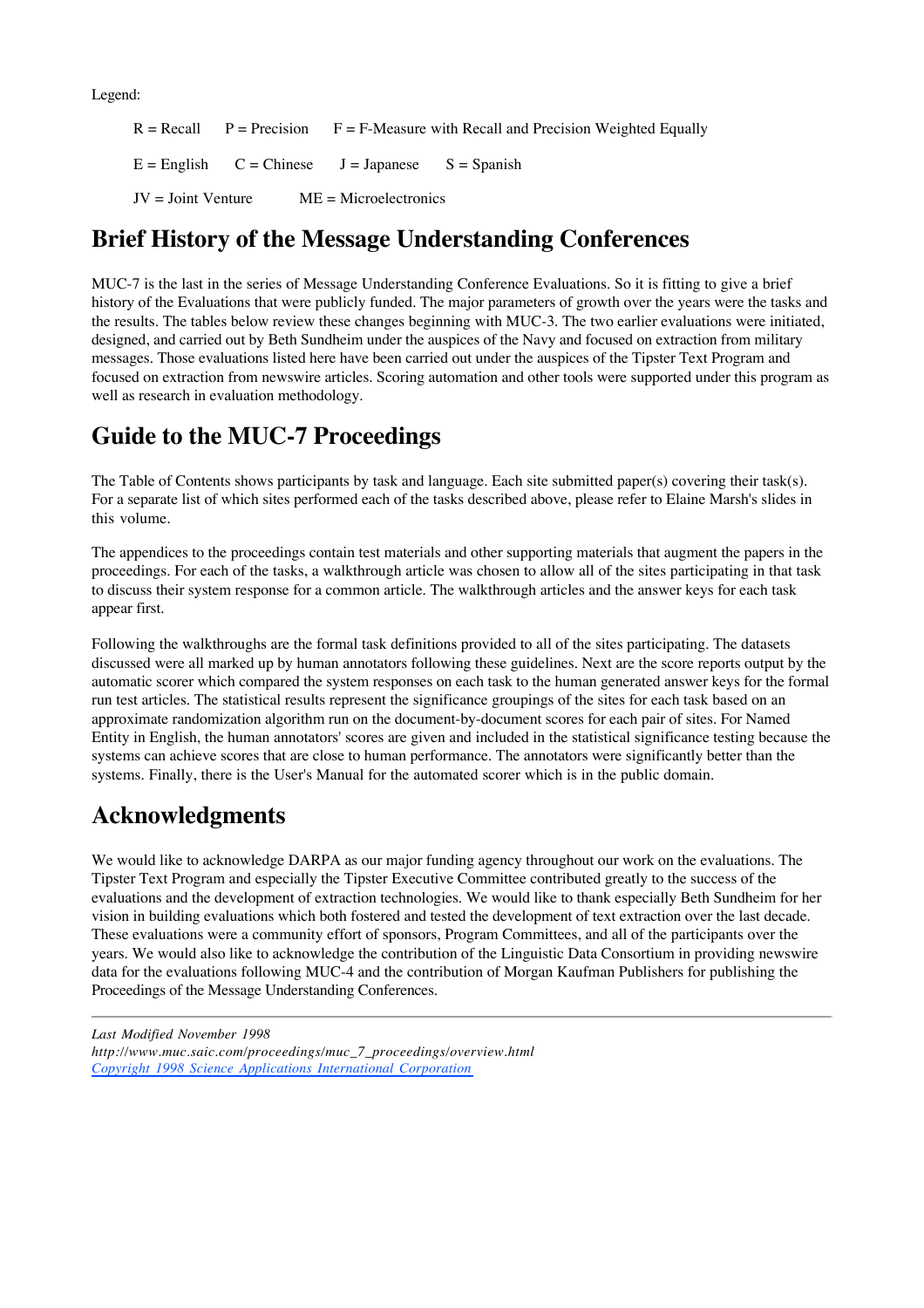Legend:

R = Recall P = Precision F = F-Measure with Recall and Precision Weighted Equally

E = English C = Chinese J = Japanese S = Spanish

JV = Joint Venture ME = Microelectronics

## Brief History of the Message Understanding Conferences

MUC-7 is the last in the series of Message Understanding Conference Evaluations. So it is fitting to give a brief history of the Evaluations that were publicly funded. The major parameters of growth over the years were the tasks and the results. The tables below review these changes beginning with MUC-3. The two earlier evaluations were initiated, designed, and carried out by Beth Sundheim under the auspices of the Navy and focused on extraction from military messages. Those evaluations listed here have been carried out under the auspices of the Tipster Text Program and focused on extraction from newswire articles. Scoring automation and other tools were supported under this program as well as research in evaluation methodology.

## Guide to the MUC-7 Proceedings

The Table of Contents shows participants by task and language. Each site submitted paper(s) covering their task(s). For a separate list of which sites performed each of the tasks described above, please refer to Elaine Marsh's slides in this volume.

The appendices to the proceedings contain test materials and other supporting materials that augment the papers in the proceedings. For each of the tasks, a walkthrough article was chosen to allow all of the sites participating in that task to discuss their system response for a common article. The walkthrough articles and the answer keys for each task appear first.

Following the walkthroughs are the formal task definitions provided to all of the sites participating. The datasets discussed were all marked up by human annotators following these guidelines. Next are the score reports output by the automatic scorer which compared the system responses on each task to the human generated answer keys for the formal run test articles. The statistical results represent the significance groupings of the sites for each task based on an approximate randomization algorithm run on the document-by-document scores for each pair of sites. For Named Entity in English, the human annotators' scores are given and included in the statistical significance testing because the systems can achieve scores that are close to human performance. The annotators were significantly better than the systems. Finally, there is the User's Manual for the automated scorer which is in the public domain.

## Acknowledgments

We would like to acknowledge DARPA as our major funding agency throughout our work on the evaluations. The Tipster Text Program and especially the Tipster Executive Committee contributed greatly to the success of the evaluations and the development of extraction technologies. We would like to thank especially Beth Sundheim for her vision in building evaluations which both fostered and tested the development of text extraction over the last decade. These evaluations were a community effort of sponsors, Program Committees, and all of the participants over the years. We would also like to acknowledge the contribution of the Linguistic Data Consortium in providing newswire data for the evaluations following MUC-4 and the contribution of Morgan Kaufman Publishers for publishing the Proceedings of the Message Understanding Conferences.

---

*Last Modified November 1998*
*http://www.muc.saic.com/proceedings/muc_7_proceedings/overview.html*
*Copyright 1998 Science Applications International Corporation*